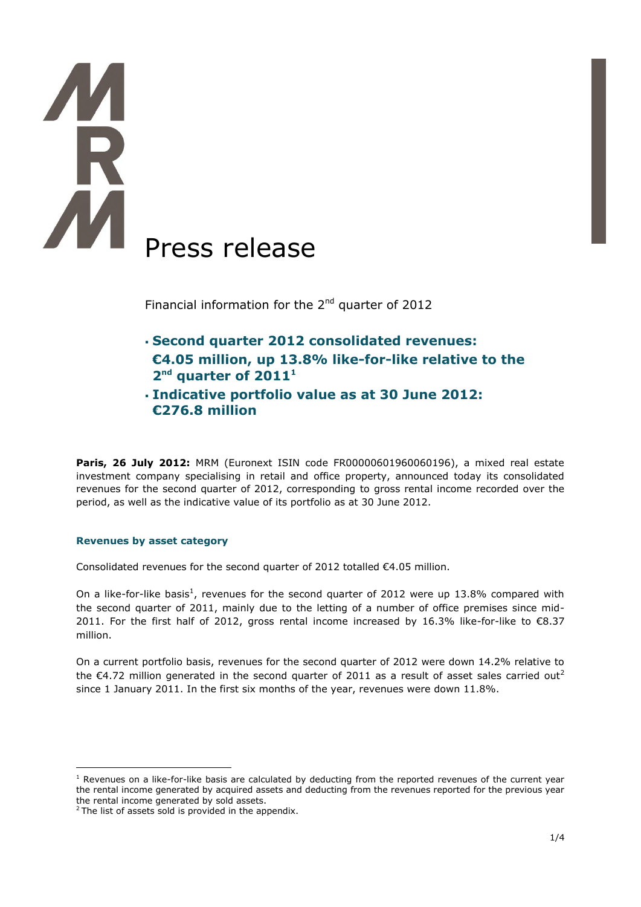# Press release

Financial information for the 2nd quarter of 2012

- **Second quarter 2012 consolidated revenues: €4.05 million, up 13.8% like-for-like relative to the 2nd quarter of 2011[1]**
- **Indicative portfolio value as at 30 June 2012: €276.8 million**

**Paris, 26 July 2012:** MRM (Euronext ISIN code FR00000601960060196), a mixed real estate investment company specialising in retail and office property, announced today its consolidated revenues for the second quarter of 2012, corresponding to gross rental income recorded over the period, as well as the indicative value of its portfolio as at 30 June 2012.

### Revenues by asset category

Consolidated revenues for the second quarter of 2012 totalled €4.05 million.

On a like-for-like basis[1], revenues for the second quarter of 2012 were up 13.8% compared with the second quarter of 2011, mainly due to the letting of a number of office premises since mid-2011. For the first half of 2012, gross rental income increased by 16.3% like-for-like to €8.37 million.

On a current portfolio basis, revenues for the second quarter of 2012 were down 14.2% relative to the €4.72 million generated in the second quarter of 2011 as a result of asset sales carried out[2] since 1 January 2011. In the first six months of the year, revenues were down 11.8%.

[1] Revenues on a like-for-like basis are calculated by deducting from the reported revenues of the current year the rental income generated by acquired assets and deducting from the revenues reported for the previous year the rental income generated by sold assets.

[2] The list of assets sold is provided in the appendix.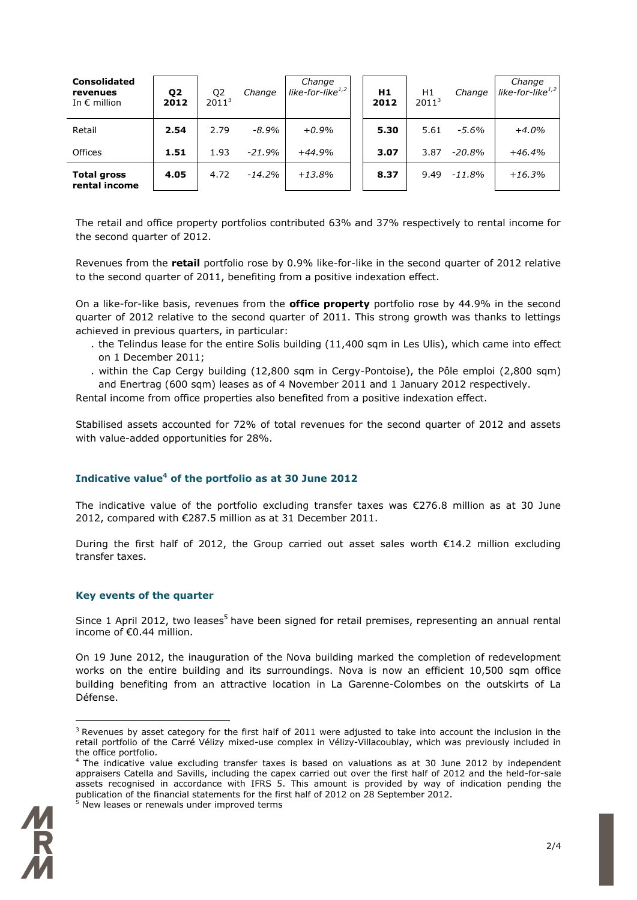| Consolidated revenues In € million | Q2 2012 | Q2 2011[3] | Change | Change like-for-like[1,2] | H1 2012 | H1 2011[3] | Change | Change like-for-like[1,2] |
|---|---|---|---|---|---|---|---|---|
| Retail | **2.54** | 2.79 | *-8.9%* | *+0.9%* | **5.30** | 5.61 | *-5.6%* | *+4.0%* |
| Offices | **1.51** | 1.93 | *-21.9%* | *+44.9%* | **3.07** | 3.87 | *-20.8%* | *+46.4%* |
| **Total gross rental income** | **4.05** | 4.72 | *-14.2%* | *+13.8%* | **8.37** | 9.49 | *-11.8%* | *+16.3%* |

The retail and office property portfolios contributed 63% and 37% respectively to rental income for the second quarter of 2012.

Revenues from the **retail** portfolio rose by 0.9% like-for-like in the second quarter of 2012 relative to the second quarter of 2011, benefiting from a positive indexation effect.

On a like-for-like basis, revenues from the **office property** portfolio rose by 44.9% in the second quarter of 2012 relative to the second quarter of 2011. This strong growth was thanks to lettings achieved in previous quarters, in particular:

- the Telindus lease for the entire Solis building (11,400 sqm in Les Ulis), which came into effect on 1 December 2011;
- within the Cap Cergy building (12,800 sqm in Cergy-Pontoise), the Pôle emploi (2,800 sqm) and Enertrag (600 sqm) leases as of 4 November 2011 and 1 January 2012 respectively.

Rental income from office properties also benefited from a positive indexation effect.

Stabilised assets accounted for 72% of total revenues for the second quarter of 2012 and assets with value-added opportunities for 28%.

## Indicative value[4] of the portfolio as at 30 June 2012

The indicative value of the portfolio excluding transfer taxes was €276.8 million as at 30 June 2012, compared with €287.5 million as at 31 December 2011.

During the first half of 2012, the Group carried out asset sales worth €14.2 million excluding transfer taxes.

## Key events of the quarter

Since 1 April 2012, two leases[5] have been signed for retail premises, representing an annual rental income of €0.44 million.

On 19 June 2012, the inauguration of the Nova building marked the completion of redevelopment works on the entire building and its surroundings. Nova is now an efficient 10,500 sqm office building benefiting from an attractive location in La Garenne-Colombes on the outskirts of La Défense.

---

[3] Revenues by asset category for the first half of 2011 were adjusted to take into account the inclusion in the retail portfolio of the Carré Vélizy mixed-use complex in Vélizy-Villacoublay, which was previously included in the office portfolio.

[4] The indicative value excluding transfer taxes is based on valuations as at 30 June 2012 by independent appraisers Catella and Savills, including the capex carried out over the first half of 2012 and the held-for-sale assets recognised in accordance with IFRS 5. This amount is provided by way of indication pending the publication of the financial statements for the first half of 2012 on 28 September 2012.

[5] New leases or renewals under improved terms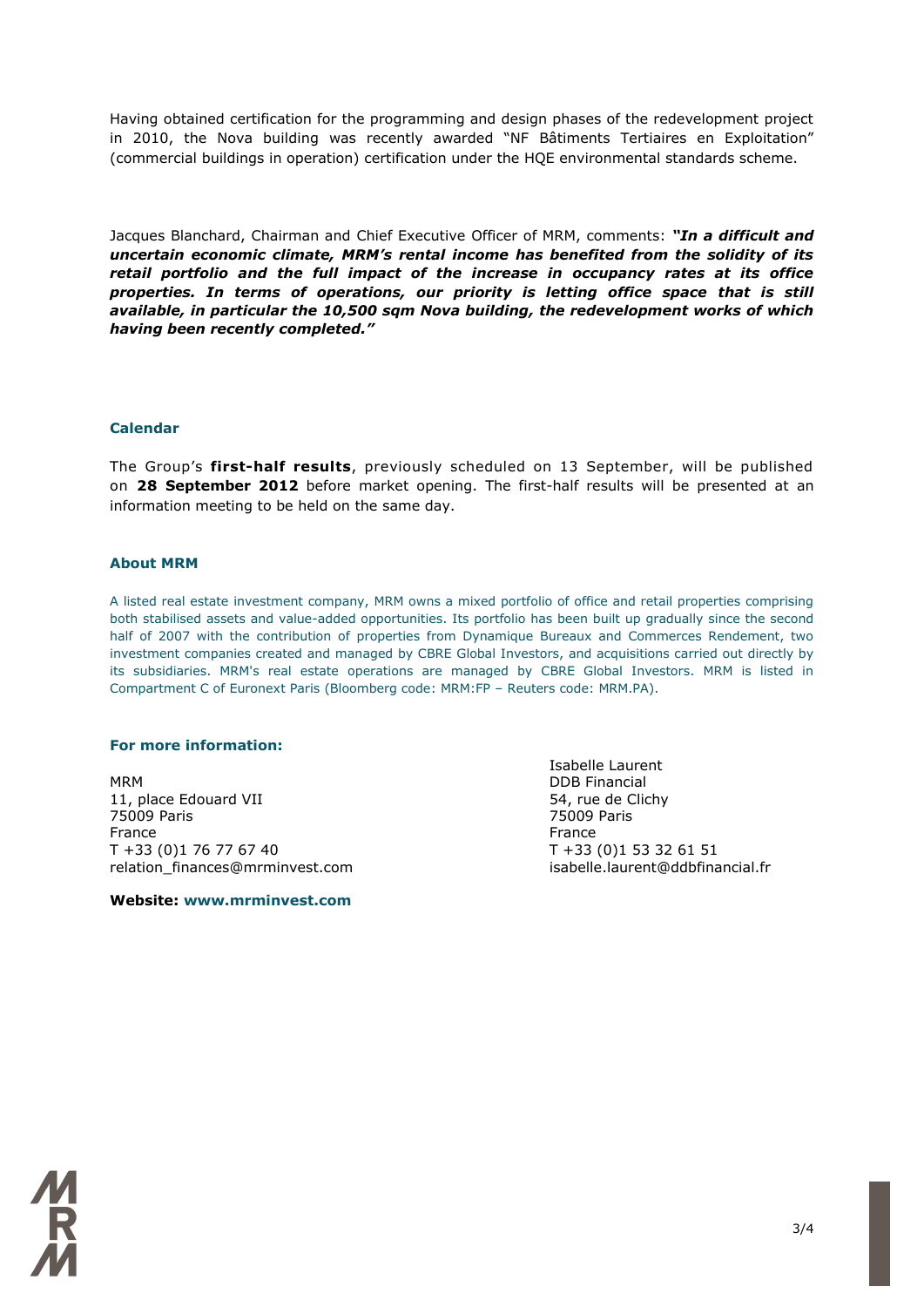Having obtained certification for the programming and design phases of the redevelopment project in 2010, the Nova building was recently awarded "NF Bâtiments Tertiaires en Exploitation" (commercial buildings in operation) certification under the HQE environmental standards scheme.

Jacques Blanchard, Chairman and Chief Executive Officer of MRM, comments: ***"In a difficult and uncertain economic climate, MRM's rental income has benefited from the solidity of its retail portfolio and the full impact of the increase in occupancy rates at its office properties. In terms of operations, our priority is letting office space that is still available, in particular the 10,500 sqm Nova building, the redevelopment works of which having been recently completed."***

## Calendar

The Group's **first-half results**, previously scheduled on 13 September, will be published on **28 September 2012** before market opening. The first-half results will be presented at an information meeting to be held on the same day.

## About MRM

A listed real estate investment company, MRM owns a mixed portfolio of office and retail properties comprising both stabilised assets and value-added opportunities. Its portfolio has been built up gradually since the second half of 2007 with the contribution of properties from Dynamique Bureaux and Commerces Rendement, two investment companies created and managed by CBRE Global Investors, and acquisitions carried out directly by its subsidiaries. MRM's real estate operations are managed by CBRE Global Investors. MRM is listed in Compartment C of Euronext Paris (Bloomberg code: MRM:FP – Reuters code: MRM.PA).

## For more information:

MRM
11, place Edouard VII
75009 Paris
France
T +33 (0)1 76 77 67 40
relation_finances@mrminvest.com

Isabelle Laurent
DDB Financial
54, rue de Clichy
75009 Paris
France
T +33 (0)1 53 32 61 51
isabelle.laurent@ddbfinancial.fr

**Website: www.mrminvest.com**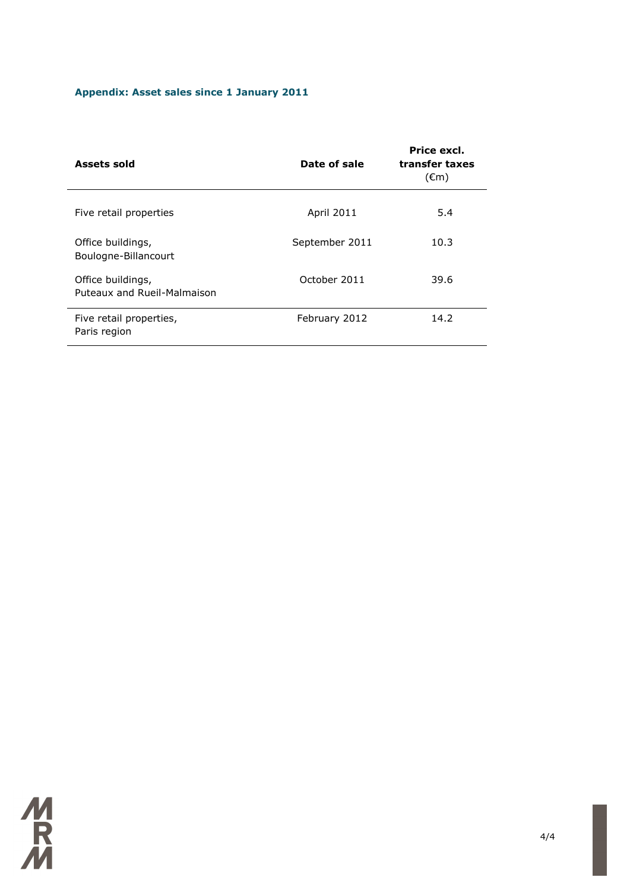### Appendix: Asset sales since 1 January 2011

| Assets sold | Date of sale | Price excl. transfer taxes (€m) |
|---|---|---|
| Five retail properties | April 2011 | 5.4 |
| Office buildings, Boulogne-Billancourt | September 2011 | 10.3 |
| Office buildings, Puteaux and Rueil-Malmaison | October 2011 | 39.6 |
| Five retail properties, Paris region | February 2012 | 14.2 |